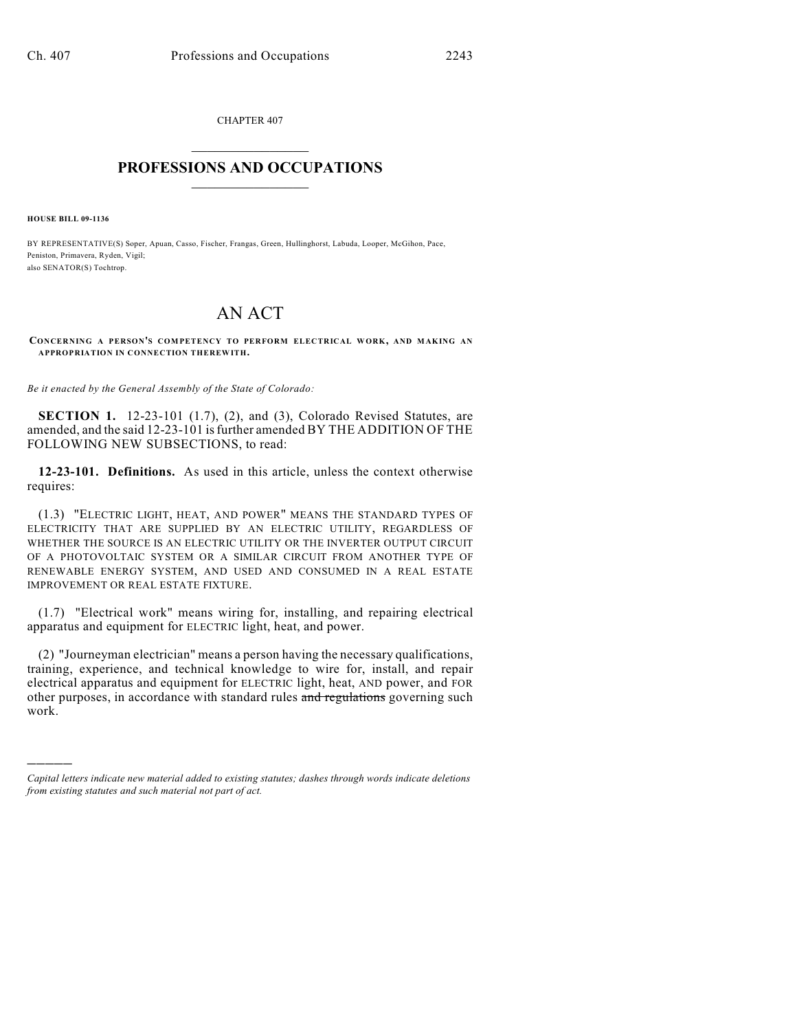CHAPTER 407

# PROFESSIONS AND OCCUPATIONS

**HOUSE BILL 09-1136**

BY REPRESENTATIVE(S) Soper, Apuan, Casso, Fischer, Frangas, Green, Hullinghorst, Labuda, Looper, McGihon, Pace, Peniston, Primavera, Ryden, Vigil;
also SENATOR(S) Tochtrop.

# AN ACT

**CONCERNING A PERSON'S COMPETENCY TO PERFORM ELECTRICAL WORK, AND MAKING AN APPROPRIATION IN CONNECTION THEREWITH.**

*Be it enacted by the General Assembly of the State of Colorado:*

**SECTION 1.** 12-23-101 (1.7), (2), and (3), Colorado Revised Statutes, are amended, and the said 12-23-101 is further amended BY THE ADDITION OF THE FOLLOWING NEW SUBSECTIONS, to read:

**12-23-101. Definitions.** As used in this article, unless the context otherwise requires:

(1.3) "ELECTRIC LIGHT, HEAT, AND POWER" MEANS THE STANDARD TYPES OF ELECTRICITY THAT ARE SUPPLIED BY AN ELECTRIC UTILITY, REGARDLESS OF WHETHER THE SOURCE IS AN ELECTRIC UTILITY OR THE INVERTER OUTPUT CIRCUIT OF A PHOTOVOLTAIC SYSTEM OR A SIMILAR CIRCUIT FROM ANOTHER TYPE OF RENEWABLE ENERGY SYSTEM, AND USED AND CONSUMED IN A REAL ESTATE IMPROVEMENT OR REAL ESTATE FIXTURE.

(1.7) "Electrical work" means wiring for, installing, and repairing electrical apparatus and equipment for ELECTRIC light, heat, and power.

(2) "Journeyman electrician" means a person having the necessary qualifications, training, experience, and technical knowledge to wire for, install, and repair electrical apparatus and equipment for ELECTRIC light, heat, AND power, and FOR other purposes, in accordance with standard rules ~~and regulations~~ governing such work.

---

*Capital letters indicate new material added to existing statutes; dashes through words indicate deletions from existing statutes and such material not part of act.*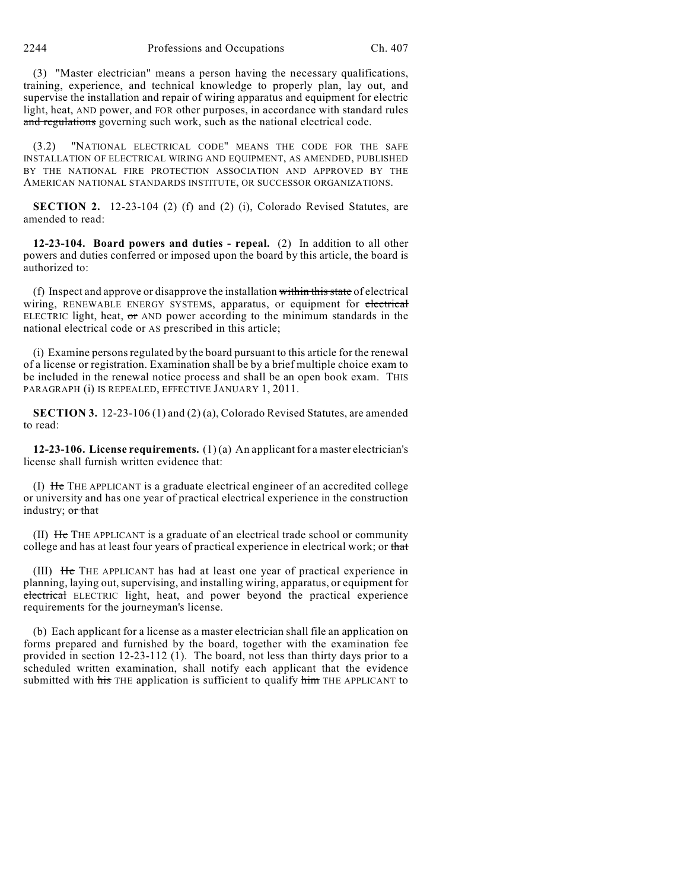(3) "Master electrician" means a person having the necessary qualifications, training, experience, and technical knowledge to properly plan, lay out, and supervise the installation and repair of wiring apparatus and equipment for electric light, heat, AND power, and FOR other purposes, in accordance with standard rules ~~and regulations~~ governing such work, such as the national electrical code.

(3.2) "NATIONAL ELECTRICAL CODE" MEANS THE CODE FOR THE SAFE INSTALLATION OF ELECTRICAL WIRING AND EQUIPMENT, AS AMENDED, PUBLISHED BY THE NATIONAL FIRE PROTECTION ASSOCIATION AND APPROVED BY THE AMERICAN NATIONAL STANDARDS INSTITUTE, OR SUCCESSOR ORGANIZATIONS.

**SECTION 2.** 12-23-104 (2) (f) and (2) (i), Colorado Revised Statutes, are amended to read:

**12-23-104. Board powers and duties - repeal.** (2) In addition to all other powers and duties conferred or imposed upon the board by this article, the board is authorized to:

(f) Inspect and approve or disapprove the installation ~~within this state~~ of electrical wiring, RENEWABLE ENERGY SYSTEMS, apparatus, or equipment for ~~electrical~~ ELECTRIC light, heat, ~~or~~ AND power according to the minimum standards in the national electrical code or AS prescribed in this article;

(i) Examine persons regulated by the board pursuant to this article for the renewal of a license or registration. Examination shall be by a brief multiple choice exam to be included in the renewal notice process and shall be an open book exam. THIS PARAGRAPH (i) IS REPEALED, EFFECTIVE JANUARY 1, 2011.

**SECTION 3.** 12-23-106 (1) and (2) (a), Colorado Revised Statutes, are amended to read:

**12-23-106. License requirements.** (1) (a) An applicant for a master electrician's license shall furnish written evidence that:

(I) ~~He~~ THE APPLICANT is a graduate electrical engineer of an accredited college or university and has one year of practical electrical experience in the construction industry; ~~or that~~

(II) ~~He~~ THE APPLICANT is a graduate of an electrical trade school or community college and has at least four years of practical experience in electrical work; or ~~that~~

(III) ~~He~~ THE APPLICANT has had at least one year of practical experience in planning, laying out, supervising, and installing wiring, apparatus, or equipment for ~~electrical~~ ELECTRIC light, heat, and power beyond the practical experience requirements for the journeyman's license.

(b) Each applicant for a license as a master electrician shall file an application on forms prepared and furnished by the board, together with the examination fee provided in section 12-23-112 (1). The board, not less than thirty days prior to a scheduled written examination, shall notify each applicant that the evidence submitted with ~~his~~ THE application is sufficient to qualify ~~him~~ THE APPLICANT to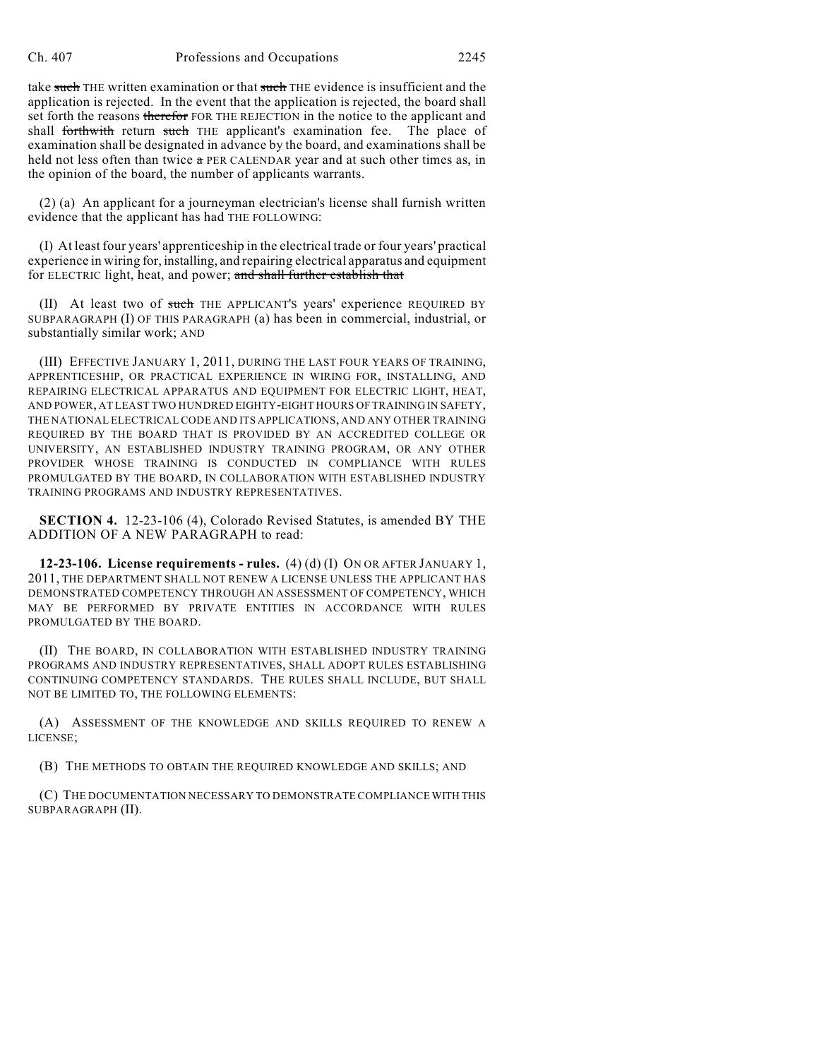take ~~such~~ THE written examination or that ~~such~~ THE evidence is insufficient and the application is rejected. In the event that the application is rejected, the board shall set forth the reasons ~~therefor~~ FOR THE REJECTION in the notice to the applicant and shall ~~forthwith~~ return ~~such~~ THE applicant's examination fee. The place of examination shall be designated in advance by the board, and examinations shall be held not less often than twice ~~a~~ PER CALENDAR year and at such other times as, in the opinion of the board, the number of applicants warrants.

(2) (a) An applicant for a journeyman electrician's license shall furnish written evidence that the applicant has had THE FOLLOWING:

(I) At least four years' apprenticeship in the electrical trade or four years' practical experience in wiring for, installing, and repairing electrical apparatus and equipment for ELECTRIC light, heat, and power; ~~and shall further establish that~~

(II) At least two of ~~such~~ THE APPLICANT'S years' experience REQUIRED BY SUBPARAGRAPH (I) OF THIS PARAGRAPH (a) has been in commercial, industrial, or substantially similar work; AND

(III) EFFECTIVE JANUARY 1, 2011, DURING THE LAST FOUR YEARS OF TRAINING, APPRENTICESHIP, OR PRACTICAL EXPERIENCE IN WIRING FOR, INSTALLING, AND REPAIRING ELECTRICAL APPARATUS AND EQUIPMENT FOR ELECTRIC LIGHT, HEAT, AND POWER, AT LEAST TWO HUNDRED EIGHTY-EIGHT HOURS OF TRAINING IN SAFETY, THE NATIONAL ELECTRICAL CODE AND ITS APPLICATIONS, AND ANY OTHER TRAINING REQUIRED BY THE BOARD THAT IS PROVIDED BY AN ACCREDITED COLLEGE OR UNIVERSITY, AN ESTABLISHED INDUSTRY TRAINING PROGRAM, OR ANY OTHER PROVIDER WHOSE TRAINING IS CONDUCTED IN COMPLIANCE WITH RULES PROMULGATED BY THE BOARD, IN COLLABORATION WITH ESTABLISHED INDUSTRY TRAINING PROGRAMS AND INDUSTRY REPRESENTATIVES.

**SECTION 4.** 12-23-106 (4), Colorado Revised Statutes, is amended BY THE ADDITION OF A NEW PARAGRAPH to read:

**12-23-106. License requirements - rules.** (4) (d) (I) ON OR AFTER JANUARY 1, 2011, THE DEPARTMENT SHALL NOT RENEW A LICENSE UNLESS THE APPLICANT HAS DEMONSTRATED COMPETENCY THROUGH AN ASSESSMENT OF COMPETENCY, WHICH MAY BE PERFORMED BY PRIVATE ENTITIES IN ACCORDANCE WITH RULES PROMULGATED BY THE BOARD.

(II) THE BOARD, IN COLLABORATION WITH ESTABLISHED INDUSTRY TRAINING PROGRAMS AND INDUSTRY REPRESENTATIVES, SHALL ADOPT RULES ESTABLISHING CONTINUING COMPETENCY STANDARDS. THE RULES SHALL INCLUDE, BUT SHALL NOT BE LIMITED TO, THE FOLLOWING ELEMENTS:

(A) ASSESSMENT OF THE KNOWLEDGE AND SKILLS REQUIRED TO RENEW A LICENSE;

(B) THE METHODS TO OBTAIN THE REQUIRED KNOWLEDGE AND SKILLS; AND

(C) THE DOCUMENTATION NECESSARY TO DEMONSTRATE COMPLIANCE WITH THIS SUBPARAGRAPH (II).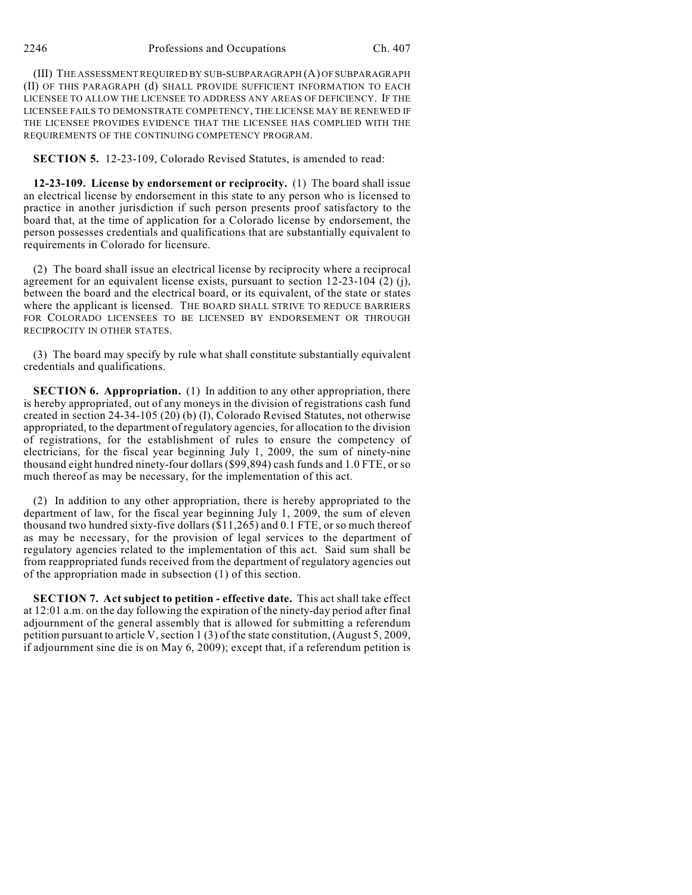(III) THE ASSESSMENT REQUIRED BY SUB-SUBPARAGRAPH (A) OF SUBPARAGRAPH (II) OF THIS PARAGRAPH (d) SHALL PROVIDE SUFFICIENT INFORMATION TO EACH LICENSEE TO ALLOW THE LICENSEE TO ADDRESS ANY AREAS OF DEFICIENCY. IF THE LICENSEE FAILS TO DEMONSTRATE COMPETENCY, THE LICENSE MAY BE RENEWED IF THE LICENSEE PROVIDES EVIDENCE THAT THE LICENSEE HAS COMPLIED WITH THE REQUIREMENTS OF THE CONTINUING COMPETENCY PROGRAM.

**SECTION 5.** 12-23-109, Colorado Revised Statutes, is amended to read:

**12-23-109. License by endorsement or reciprocity.** (1) The board shall issue an electrical license by endorsement in this state to any person who is licensed to practice in another jurisdiction if such person presents proof satisfactory to the board that, at the time of application for a Colorado license by endorsement, the person possesses credentials and qualifications that are substantially equivalent to requirements in Colorado for licensure.

(2) The board shall issue an electrical license by reciprocity where a reciprocal agreement for an equivalent license exists, pursuant to section 12-23-104 (2) (j), between the board and the electrical board, or its equivalent, of the state or states where the applicant is licensed. THE BOARD SHALL STRIVE TO REDUCE BARRIERS FOR COLORADO LICENSEES TO BE LICENSED BY ENDORSEMENT OR THROUGH RECIPROCITY IN OTHER STATES.

(3) The board may specify by rule what shall constitute substantially equivalent credentials and qualifications.

**SECTION 6. Appropriation.** (1) In addition to any other appropriation, there is hereby appropriated, out of any moneys in the division of registrations cash fund created in section 24-34-105 (20) (b) (I), Colorado Revised Statutes, not otherwise appropriated, to the department of regulatory agencies, for allocation to the division of registrations, for the establishment of rules to ensure the competency of electricians, for the fiscal year beginning July 1, 2009, the sum of ninety-nine thousand eight hundred ninety-four dollars ($99,894) cash funds and 1.0 FTE, or so much thereof as may be necessary, for the implementation of this act.

(2) In addition to any other appropriation, there is hereby appropriated to the department of law, for the fiscal year beginning July 1, 2009, the sum of eleven thousand two hundred sixty-five dollars ($11,265) and 0.1 FTE, or so much thereof as may be necessary, for the provision of legal services to the department of regulatory agencies related to the implementation of this act. Said sum shall be from reappropriated funds received from the department of regulatory agencies out of the appropriation made in subsection (1) of this section.

**SECTION 7. Act subject to petition - effective date.** This act shall take effect at 12:01 a.m. on the day following the expiration of the ninety-day period after final adjournment of the general assembly that is allowed for submitting a referendum petition pursuant to article V, section 1 (3) of the state constitution, (August 5, 2009, if adjournment sine die is on May 6, 2009); except that, if a referendum petition is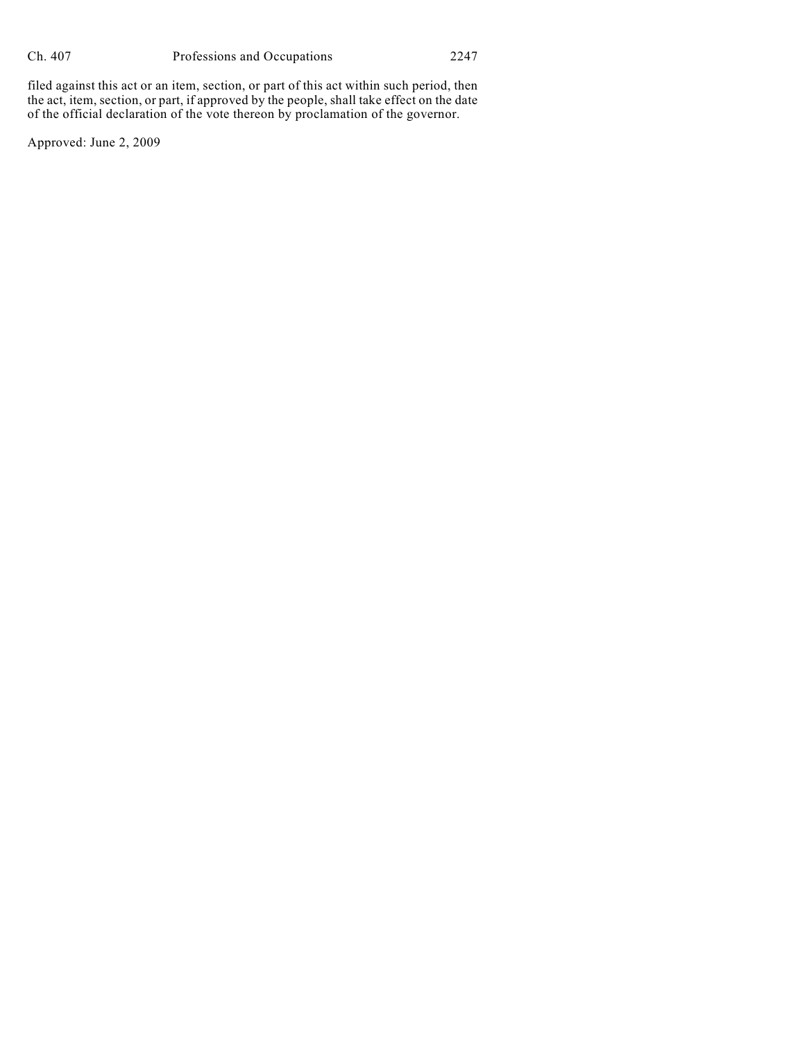filed against this act or an item, section, or part of this act within such period, then the act, item, section, or part, if approved by the people, shall take effect on the date of the official declaration of the vote thereon by proclamation of the governor.

Approved: June 2, 2009